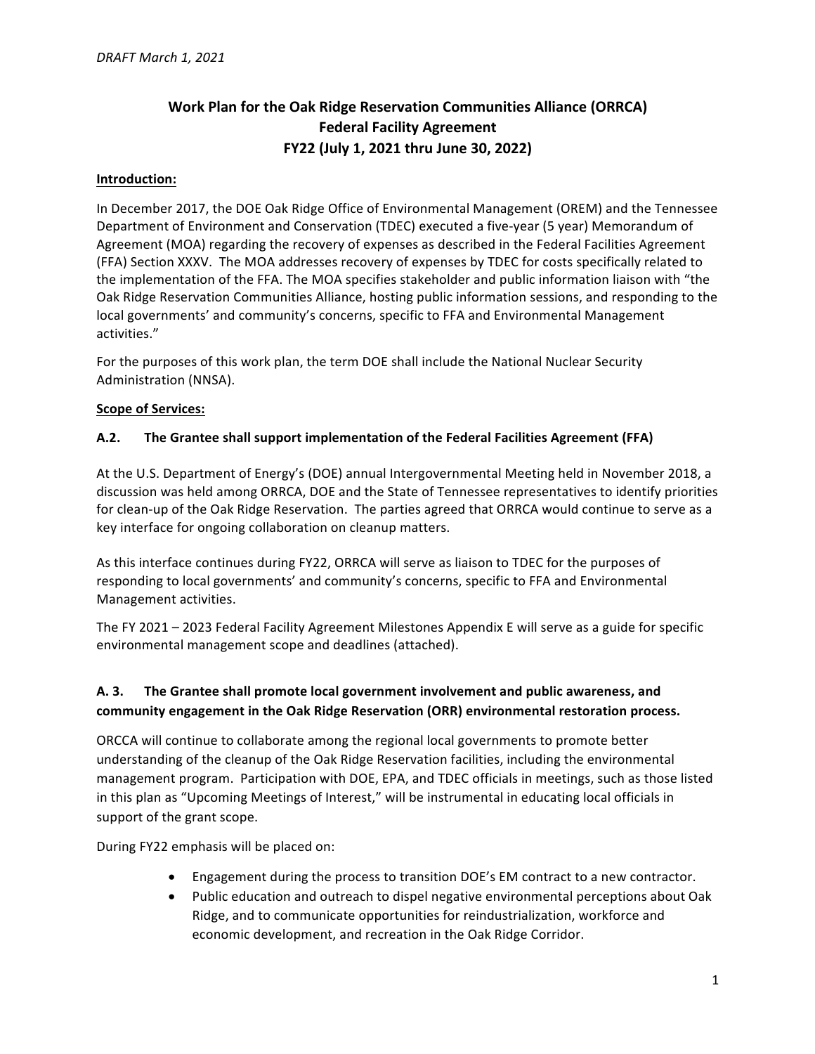*DRAFT March 1, 2021*

# Work Plan for the Oak Ridge Reservation Communities Alliance (ORRCA) Federal Facility Agreement FY22 (July 1, 2021 thru June 30, 2022)

**Introduction:**

In December 2017, the DOE Oak Ridge Office of Environmental Management (OREM) and the Tennessee Department of Environment and Conservation (TDEC) executed a five-year (5 year) Memorandum of Agreement (MOA) regarding the recovery of expenses as described in the Federal Facilities Agreement (FFA) Section XXXV. The MOA addresses recovery of expenses by TDEC for costs specifically related to the implementation of the FFA. The MOA specifies stakeholder and public information liaison with "the Oak Ridge Reservation Communities Alliance, hosting public information sessions, and responding to the local governments' and community's concerns, specific to FFA and Environmental Management activities."

For the purposes of this work plan, the term DOE shall include the National Nuclear Security Administration (NNSA).

**Scope of Services:**

### A.2. The Grantee shall support implementation of the Federal Facilities Agreement (FFA)

At the U.S. Department of Energy's (DOE) annual Intergovernmental Meeting held in November 2018, a discussion was held among ORRCA, DOE and the State of Tennessee representatives to identify priorities for clean-up of the Oak Ridge Reservation. The parties agreed that ORRCA would continue to serve as a key interface for ongoing collaboration on cleanup matters.

As this interface continues during FY22, ORRCA will serve as liaison to TDEC for the purposes of responding to local governments' and community's concerns, specific to FFA and Environmental Management activities.

The FY 2021 – 2023 Federal Facility Agreement Milestones Appendix E will serve as a guide for specific environmental management scope and deadlines (attached).

### A. 3. The Grantee shall promote local government involvement and public awareness, and community engagement in the Oak Ridge Reservation (ORR) environmental restoration process.

ORCCA will continue to collaborate among the regional local governments to promote better understanding of the cleanup of the Oak Ridge Reservation facilities, including the environmental management program. Participation with DOE, EPA, and TDEC officials in meetings, such as those listed in this plan as "Upcoming Meetings of Interest," will be instrumental in educating local officials in support of the grant scope.

During FY22 emphasis will be placed on:

- Engagement during the process to transition DOE's EM contract to a new contractor.
- Public education and outreach to dispel negative environmental perceptions about Oak Ridge, and to communicate opportunities for reindustrialization, workforce and economic development, and recreation in the Oak Ridge Corridor.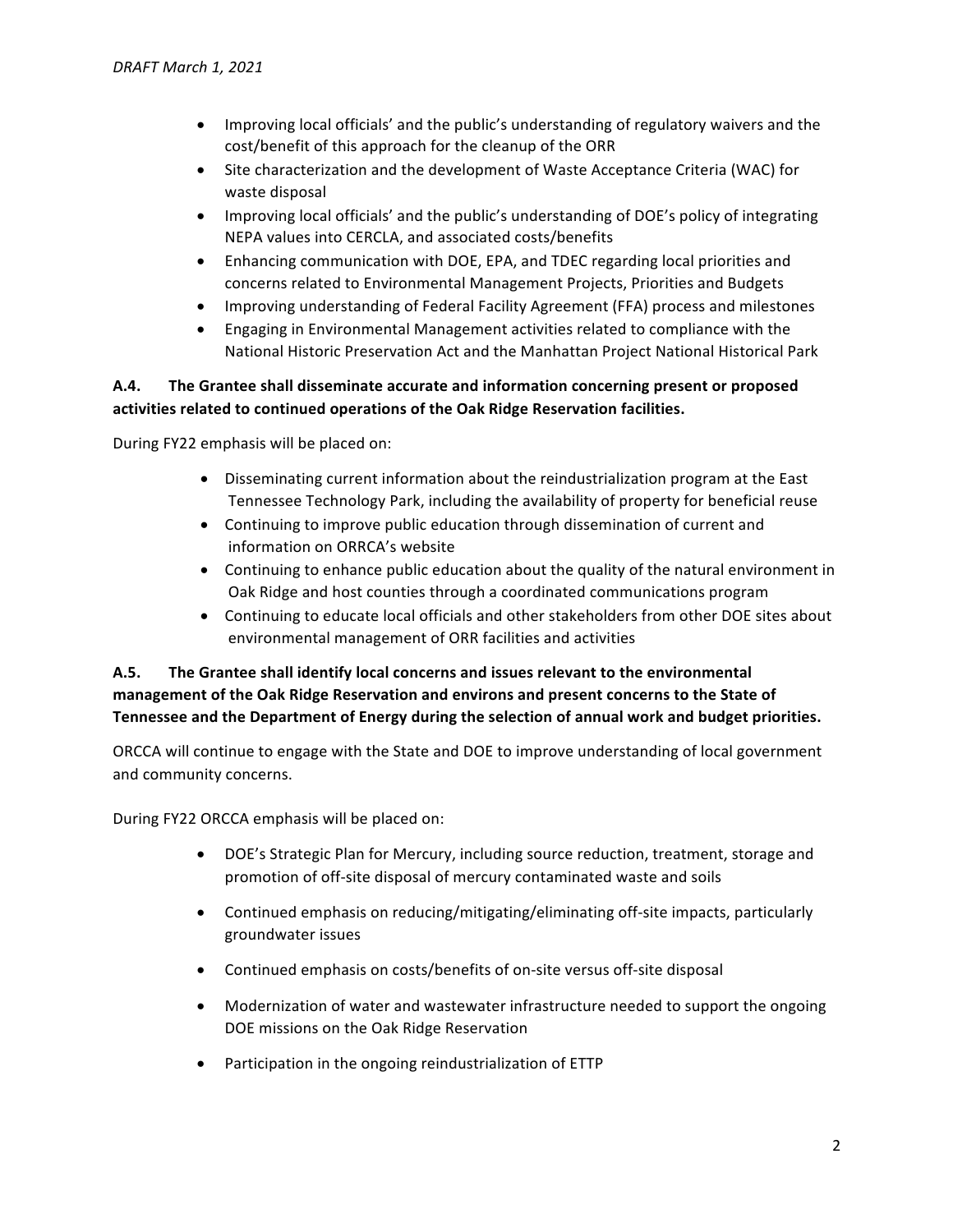- Improving local officials' and the public's understanding of regulatory waivers and the cost/benefit of this approach for the cleanup of the ORR
- Site characterization and the development of Waste Acceptance Criteria (WAC) for waste disposal
- Improving local officials' and the public's understanding of DOE's policy of integrating NEPA values into CERCLA, and associated costs/benefits
- Enhancing communication with DOE, EPA, and TDEC regarding local priorities and concerns related to Environmental Management Projects, Priorities and Budgets
- Improving understanding of Federal Facility Agreement (FFA) process and milestones
- Engaging in Environmental Management activities related to compliance with the National Historic Preservation Act and the Manhattan Project National Historical Park

**A.4. The Grantee shall disseminate accurate and information concerning present or proposed activities related to continued operations of the Oak Ridge Reservation facilities.**

During FY22 emphasis will be placed on:

- Disseminating current information about the reindustrialization program at the East Tennessee Technology Park, including the availability of property for beneficial reuse
- Continuing to improve public education through dissemination of current and information on ORRCA's website
- Continuing to enhance public education about the quality of the natural environment in Oak Ridge and host counties through a coordinated communications program
- Continuing to educate local officials and other stakeholders from other DOE sites about environmental management of ORR facilities and activities

**A.5. The Grantee shall identify local concerns and issues relevant to the environmental management of the Oak Ridge Reservation and environs and present concerns to the State of Tennessee and the Department of Energy during the selection of annual work and budget priorities.**

ORCCA will continue to engage with the State and DOE to improve understanding of local government and community concerns.

During FY22 ORCCA emphasis will be placed on:

- DOE's Strategic Plan for Mercury, including source reduction, treatment, storage and promotion of off-site disposal of mercury contaminated waste and soils
- Continued emphasis on reducing/mitigating/eliminating off-site impacts, particularly groundwater issues
- Continued emphasis on costs/benefits of on-site versus off-site disposal
- Modernization of water and wastewater infrastructure needed to support the ongoing DOE missions on the Oak Ridge Reservation
- Participation in the ongoing reindustrialization of ETTP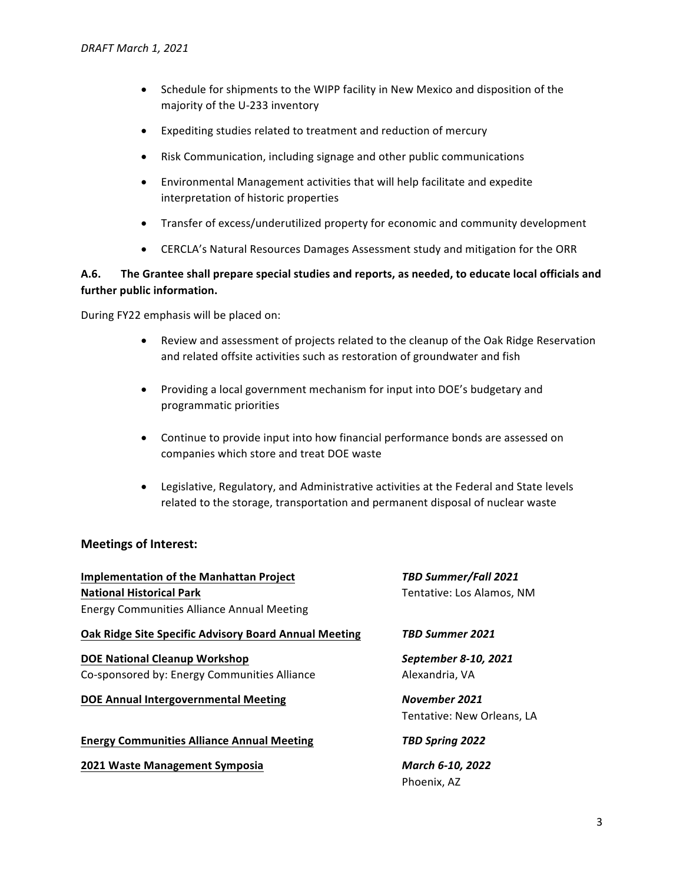- Schedule for shipments to the WIPP facility in New Mexico and disposition of the majority of the U-233 inventory
- Expediting studies related to treatment and reduction of mercury
- Risk Communication, including signage and other public communications
- Environmental Management activities that will help facilitate and expedite interpretation of historic properties
- Transfer of excess/underutilized property for economic and community development
- CERCLA's Natural Resources Damages Assessment study and mitigation for the ORR

**A.6. The Grantee shall prepare special studies and reports, as needed, to educate local officials and further public information.**

During FY22 emphasis will be placed on:

- Review and assessment of projects related to the cleanup of the Oak Ridge Reservation and related offsite activities such as restoration of groundwater and fish
- Providing a local government mechanism for input into DOE's budgetary and programmatic priorities
- Continue to provide input into how financial performance bonds are assessed on companies which store and treat DOE waste
- Legislative, Regulatory, and Administrative activities at the Federal and State levels related to the storage, transportation and permanent disposal of nuclear waste

## Meetings of Interest:

| Meeting | Date / Location |
|---|---|
| **Implementation of the Manhattan Project National Historical Park**<br>Energy Communities Alliance Annual Meeting | ***TBD Summer/Fall 2021***<br>Tentative: Los Alamos, NM |
| **Oak Ridge Site Specific Advisory Board Annual Meeting** | ***TBD Summer 2021*** |
| **DOE National Cleanup Workshop**<br>Co-sponsored by: Energy Communities Alliance | ***September 8-10, 2021***<br>Alexandria, VA |
| **DOE Annual Intergovernmental Meeting** | ***November 2021***<br>Tentative: New Orleans, LA |
| **Energy Communities Alliance Annual Meeting** | ***TBD Spring 2022*** |
| **2021 Waste Management Symposia** | ***March 6-10, 2022***<br>Phoenix, AZ |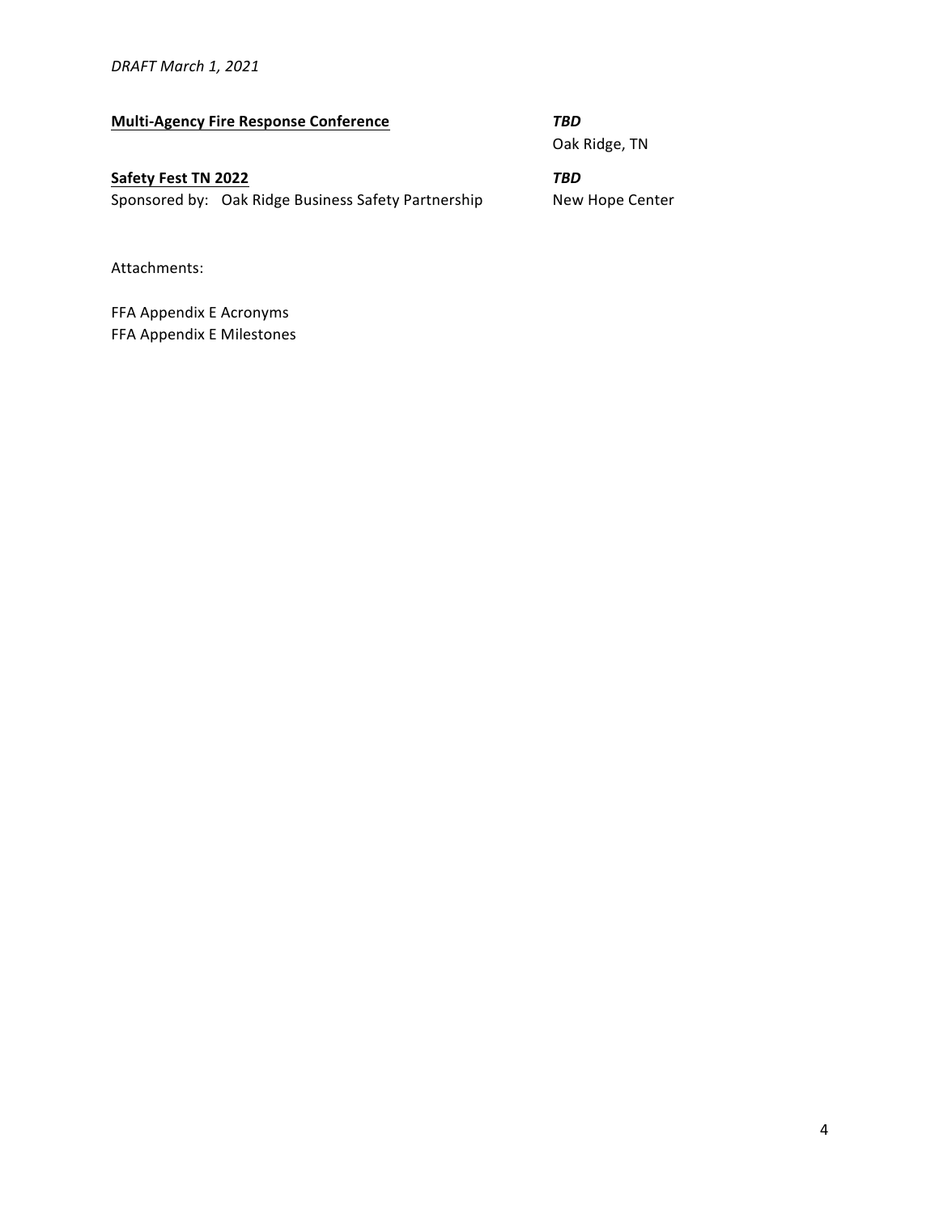*DRAFT March 1, 2021*

**Multi-Agency Fire Response Conference**
***TBD***
Oak Ridge, TN

**Safety Fest TN 2022**
Sponsored by: Oak Ridge Business Safety Partnership
***TBD***
New Hope Center

Attachments:

FFA Appendix E Acronyms
FFA Appendix E Milestones